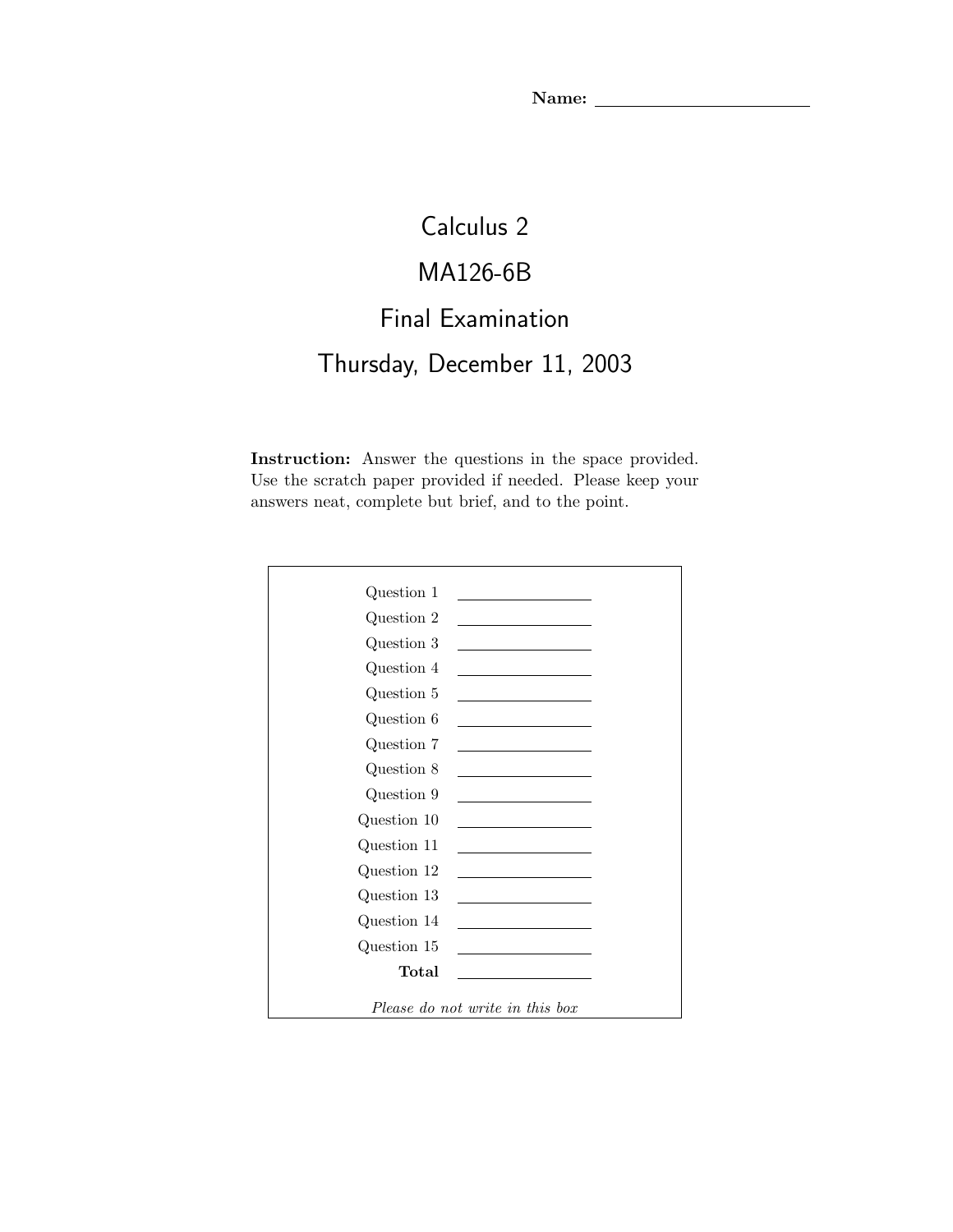**Name:** ______________________

# Calculus 2

## MA126-6B

## Final Examination

## Thursday, December 11, 2003

**Instruction:** Answer the questions in the space provided. Use the scratch paper provided if needed. Please keep your answers neat, complete but brief, and to the point.

| | |
|---|---|
| Question 1 | ________ |
| Question 2 | ________ |
| Question 3 | ________ |
| Question 4 | ________ |
| Question 5 | ________ |
| Question 6 | ________ |
| Question 7 | ________ |
| Question 8 | ________ |
| Question 9 | ________ |
| Question 10 | ________ |
| Question 11 | ________ |
| Question 12 | ________ |
| Question 13 | ________ |
| Question 14 | ________ |
| Question 15 | ________ |
| **Total** | ________ |

*Please do not write in this box*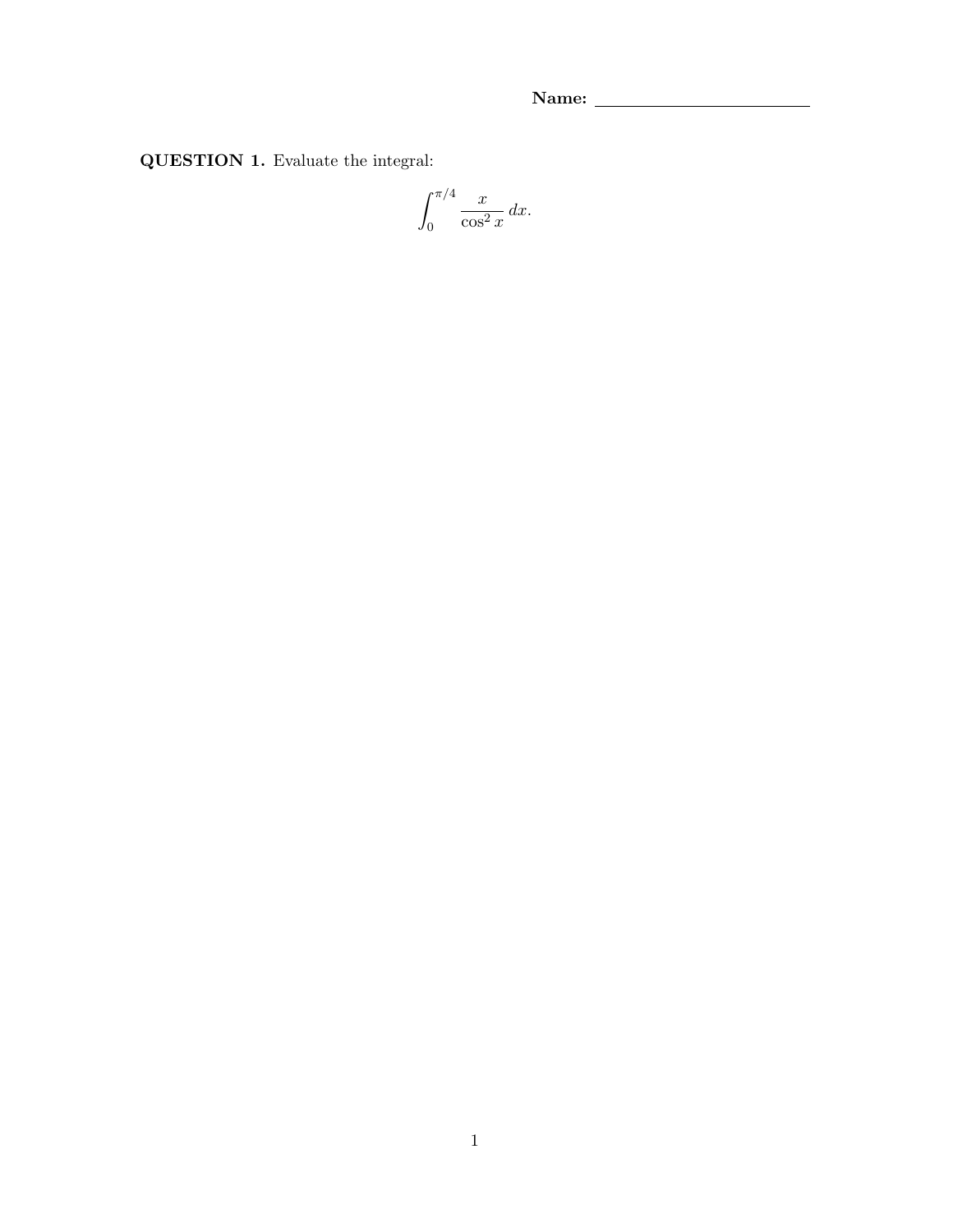Name: ______________________

**QUESTION 1.** Evaluate the integral:

$$\int_0^{\pi/4} \frac{x}{\cos^2 x}\, dx.$$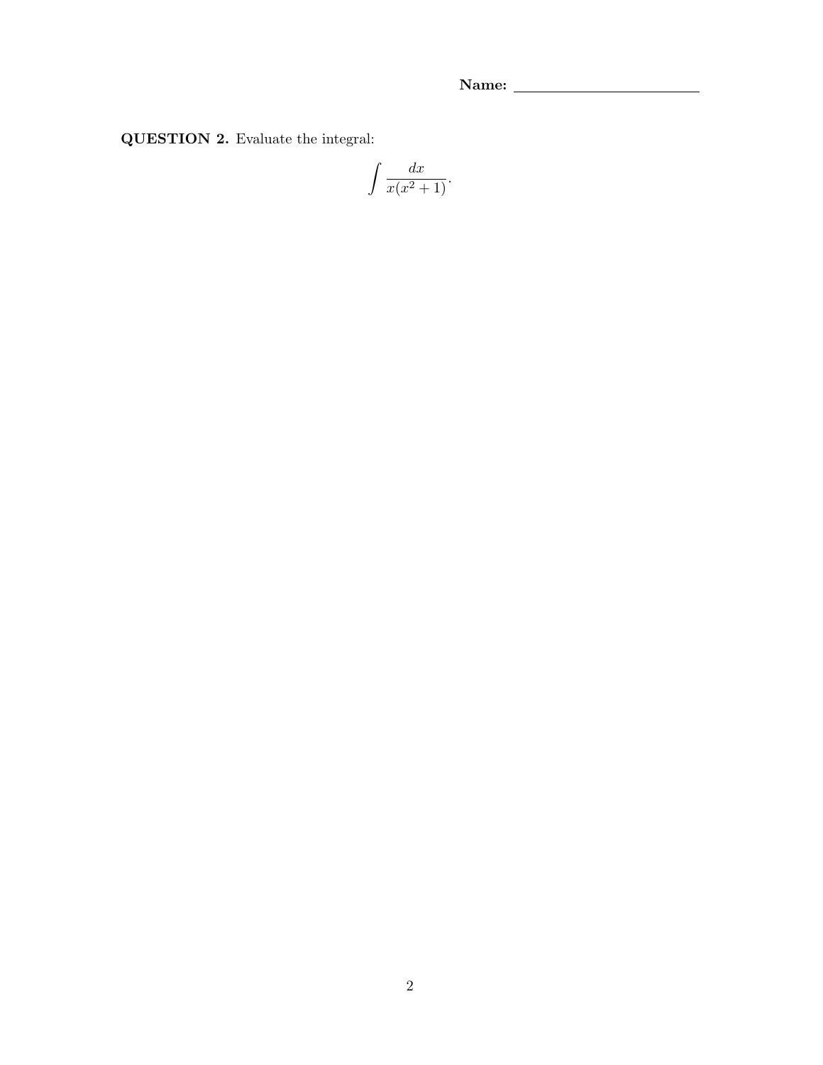**Name:** ________________________

**QUESTION 2.** Evaluate the integral:

$$\int \frac{dx}{x(x^2+1)}.$$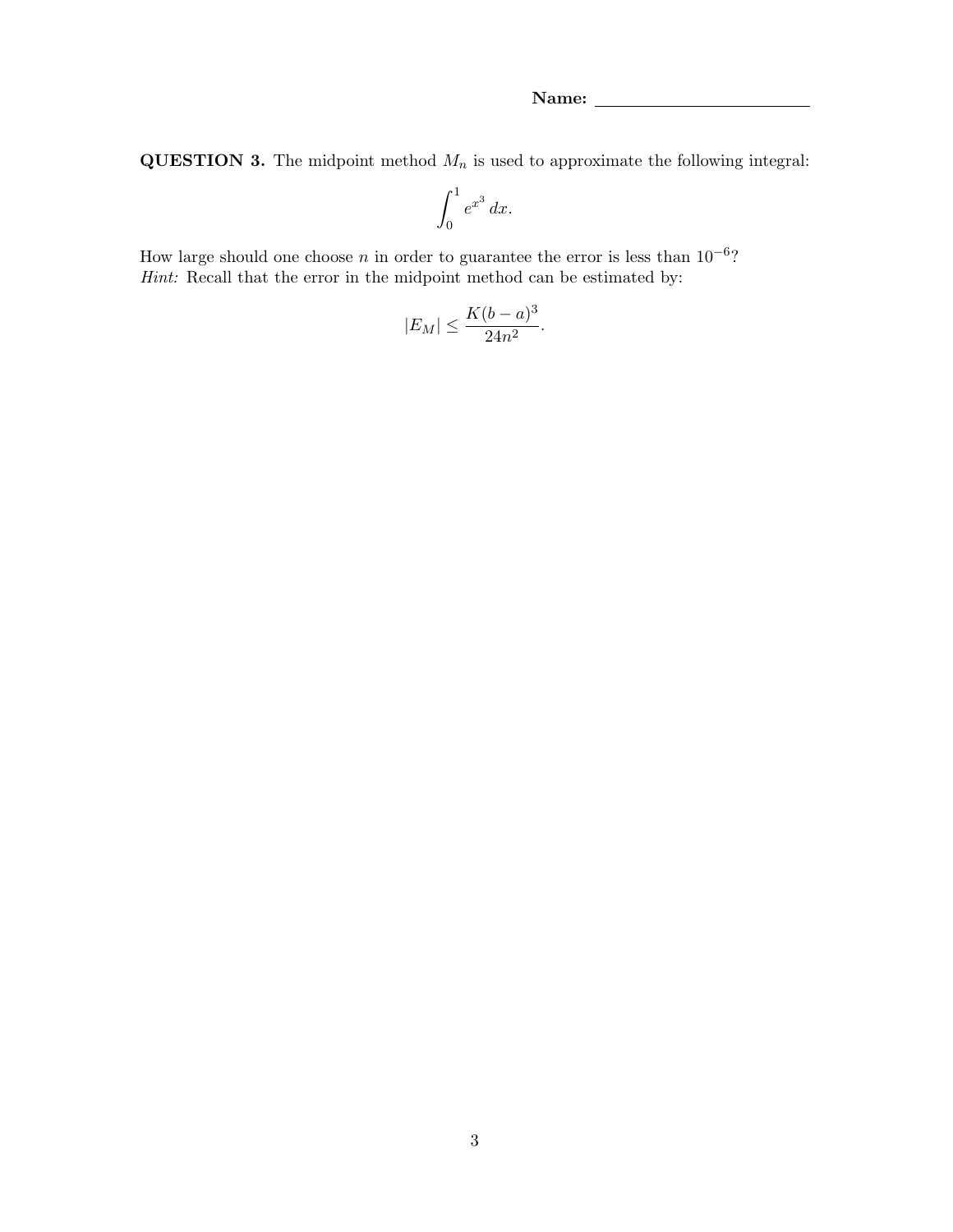**Name:** ________________________

**QUESTION 3.** The midpoint method $M_n$ is used to approximate the following integral:

$$\int_0^1 e^{x^3}\,dx.$$

How large should one choose $n$ in order to guarantee the error is less than $10^{-6}$?
*Hint:* Recall that the error in the midpoint method can be estimated by:

$$|E_M| \leq \frac{K(b-a)^3}{24n^2}.$$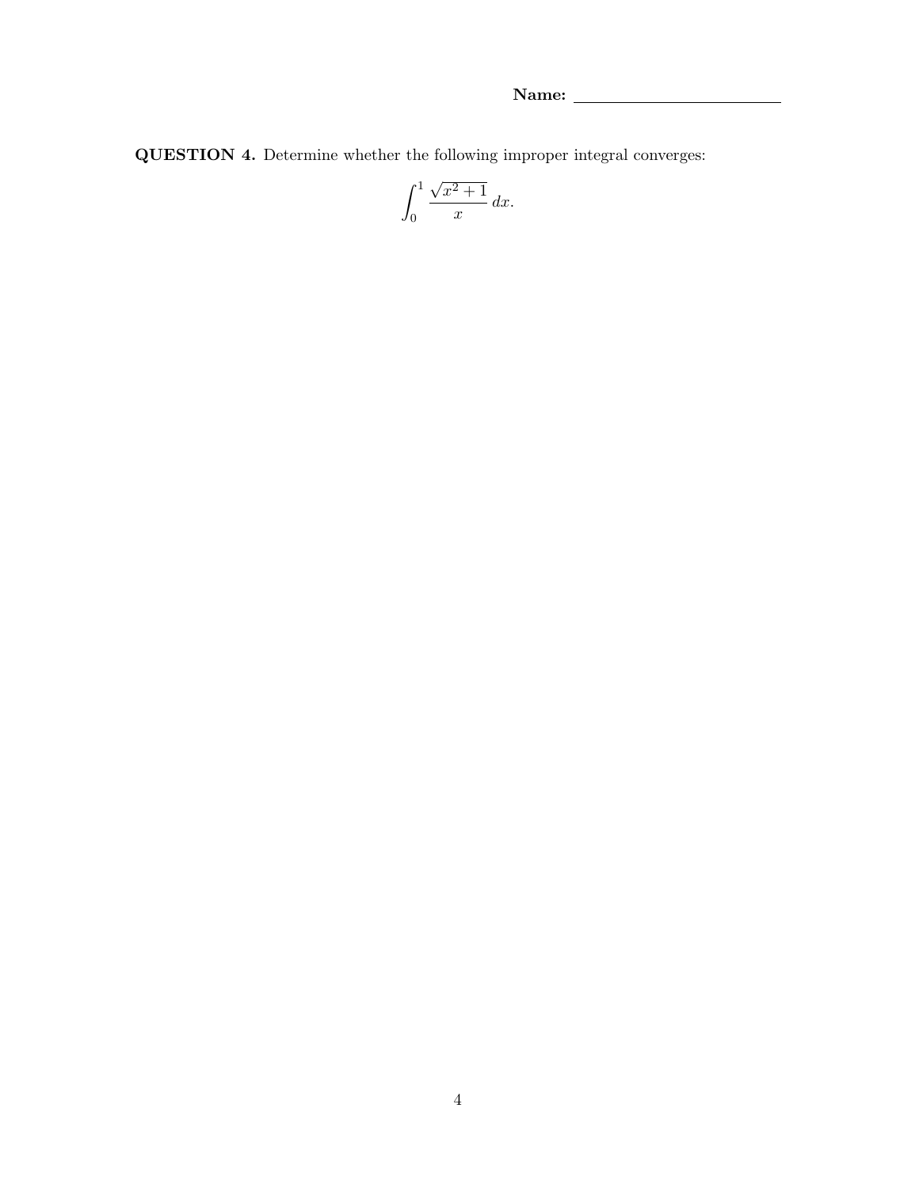**Name:** ______________________

**QUESTION 4.** Determine whether the following improper integral converges:

$$\int_0^1 \frac{\sqrt{x^2+1}}{x}\,dx.$$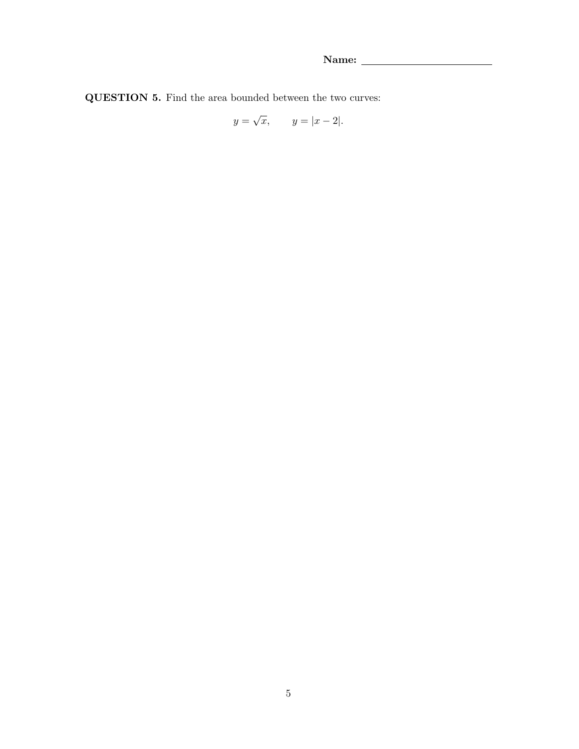**Name:** ______________________

**QUESTION 5.** Find the area bounded between the two curves:

$$y = \sqrt{x}, \qquad y = |x - 2|.$$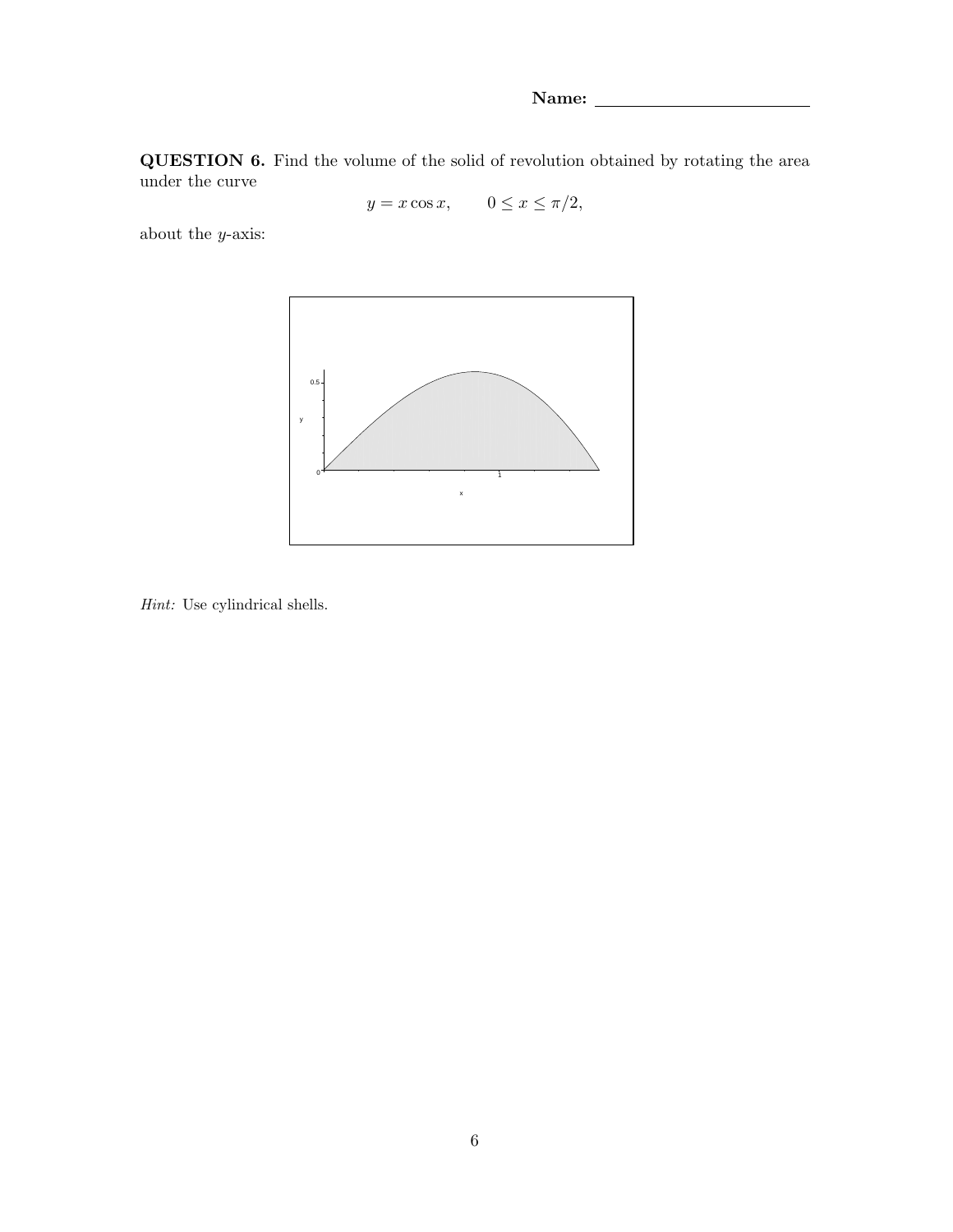**Name:** ________________________

**QUESTION 6.** Find the volume of the solid of revolution obtained by rotating the area under the curve

$$y = x\cos x, \qquad 0 \leq x \leq \pi/2,$$

about the $y$-axis:

*Hint:* Use cylindrical shells.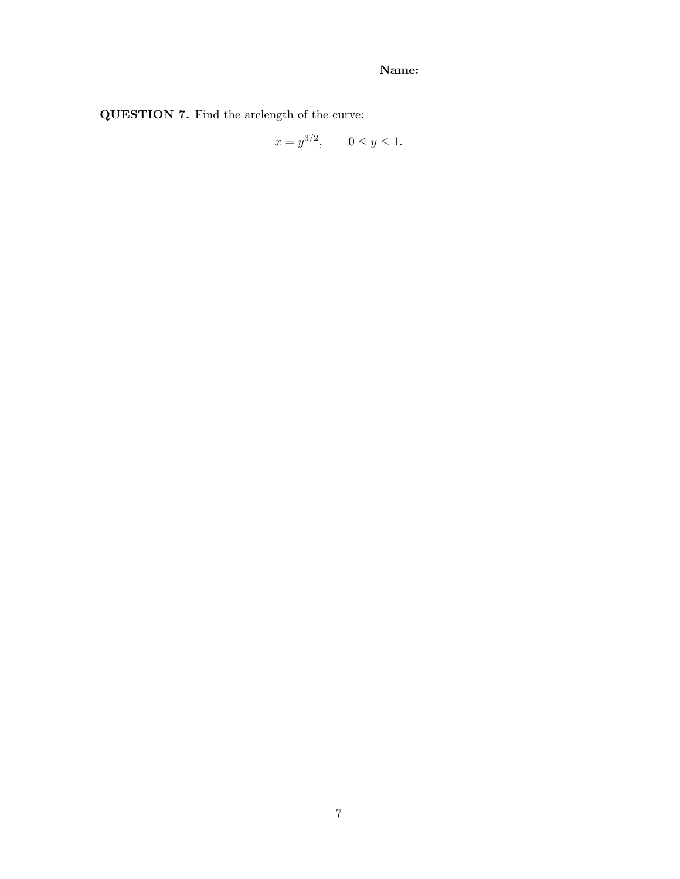Name: ________________________

**QUESTION 7.** Find the arclength of the curve:

$$x = y^{3/2}, \qquad 0 \leq y \leq 1.$$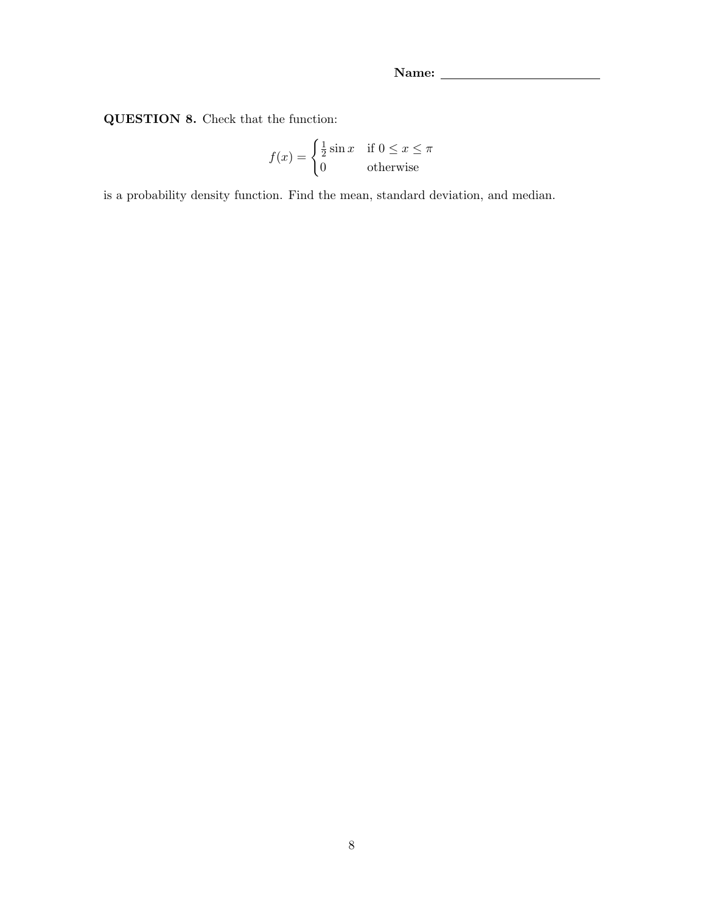**Name:** ______________________

**QUESTION 8.** Check that the function:

$$f(x) = \begin{cases} \frac{1}{2}\sin x & \text{if } 0 \le x \le \pi \\ 0 & \text{otherwise} \end{cases}$$

is a probability density function. Find the mean, standard deviation, and median.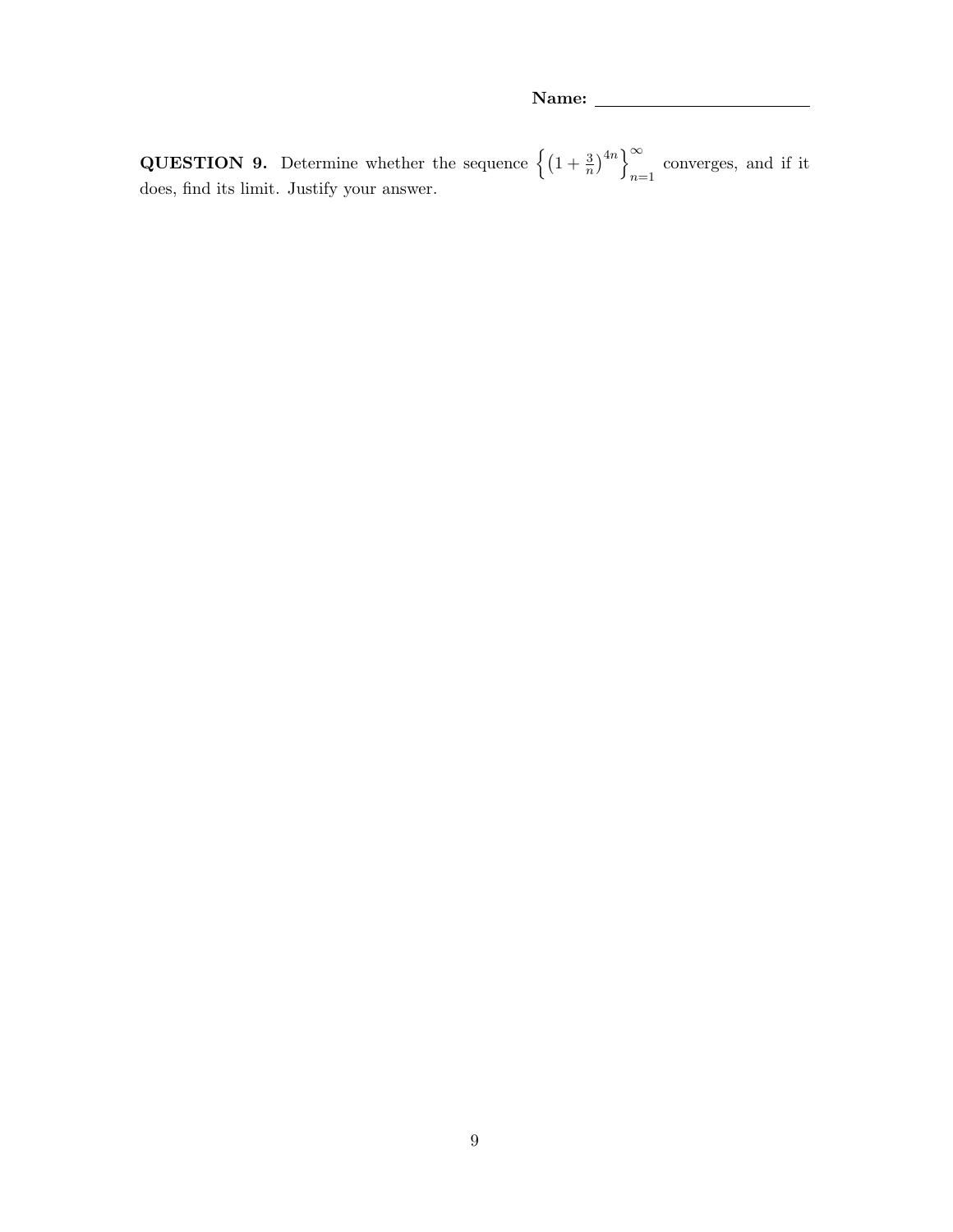**Name:** ________________________

**QUESTION 9.** Determine whether the sequence $\left\{\left(1+\frac{3}{n}\right)^{4n}\right\}_{n=1}^{\infty}$ converges, and if it does, find its limit. Justify your answer.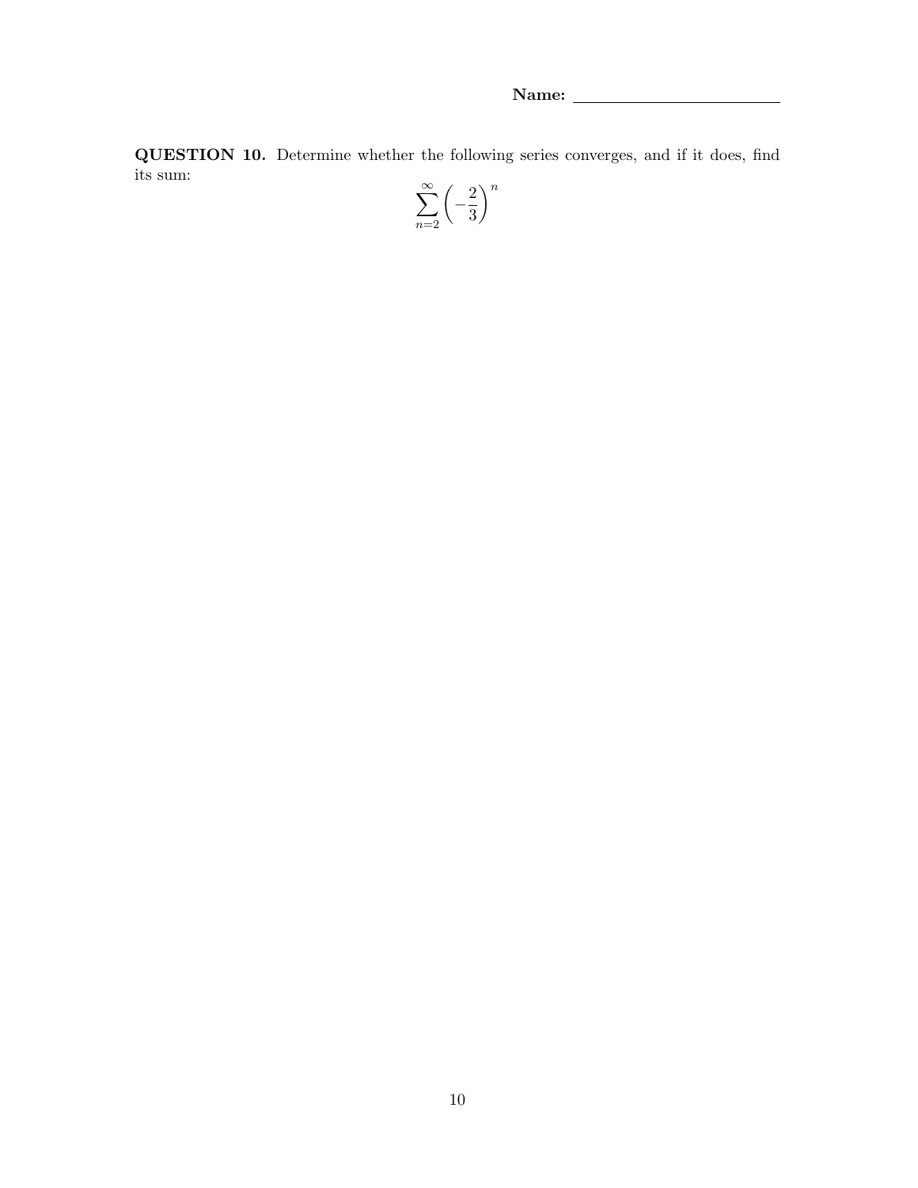**Name:** ________________________

**QUESTION 10.** Determine whether the following series converges, and if it does, find its sum:

$$\sum_{n=2}^{\infty} \left(-\frac{2}{3}\right)^n$$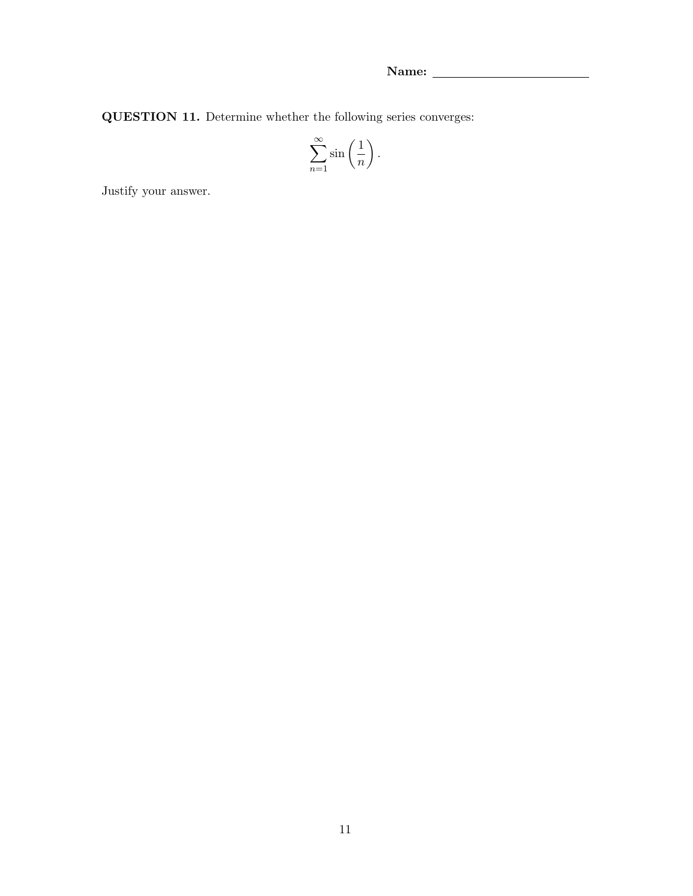**Name:** ________________________

**QUESTION 11.** Determine whether the following series converges:

$$\sum_{n=1}^{\infty} \sin\left(\frac{1}{n}\right).$$

Justify your answer.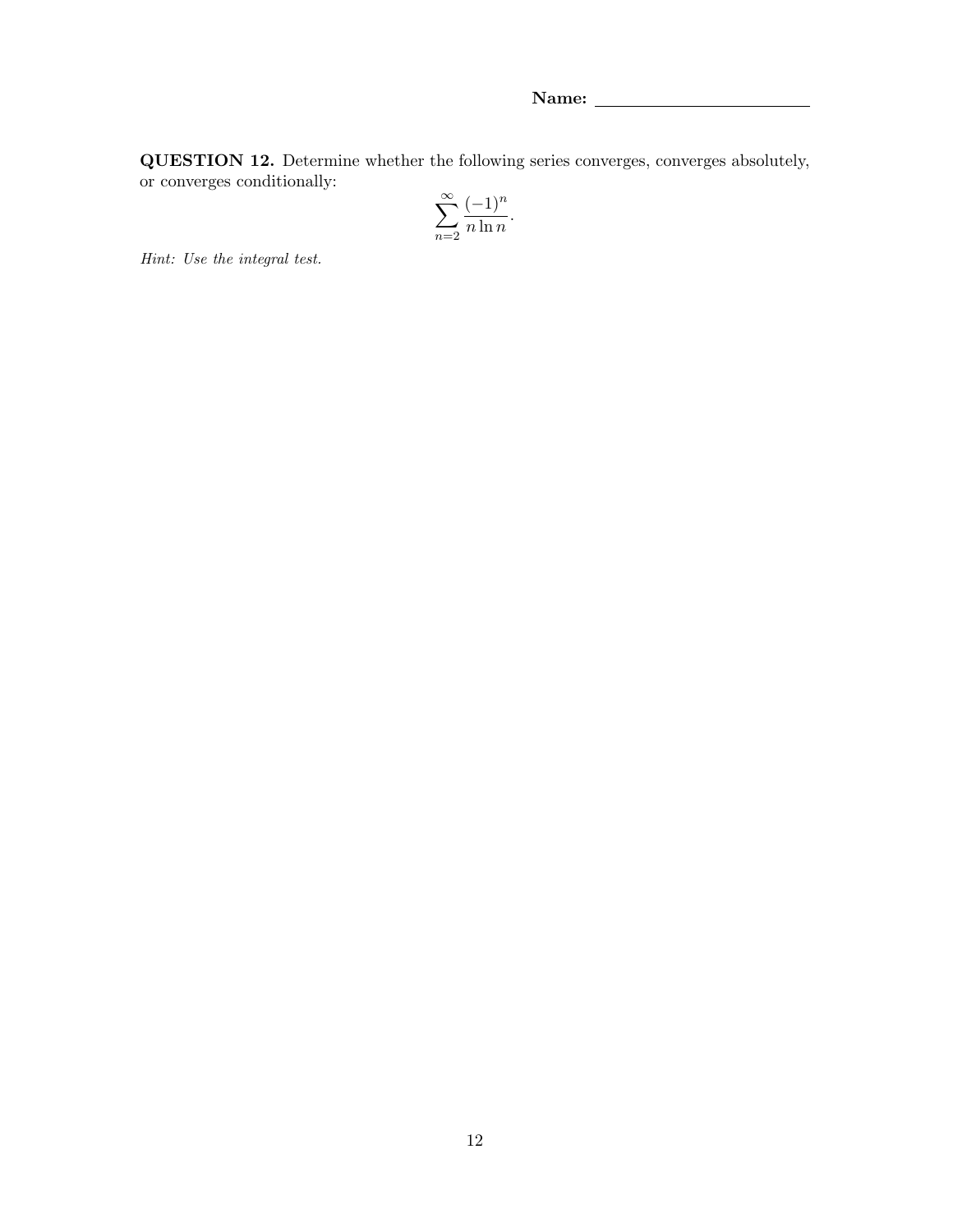**Name:** ________________________

**QUESTION 12.** Determine whether the following series converges, converges absolutely, or converges conditionally:

$$\sum_{n=2}^{\infty} \frac{(-1)^n}{n \ln n}.$$

*Hint: Use the integral test.*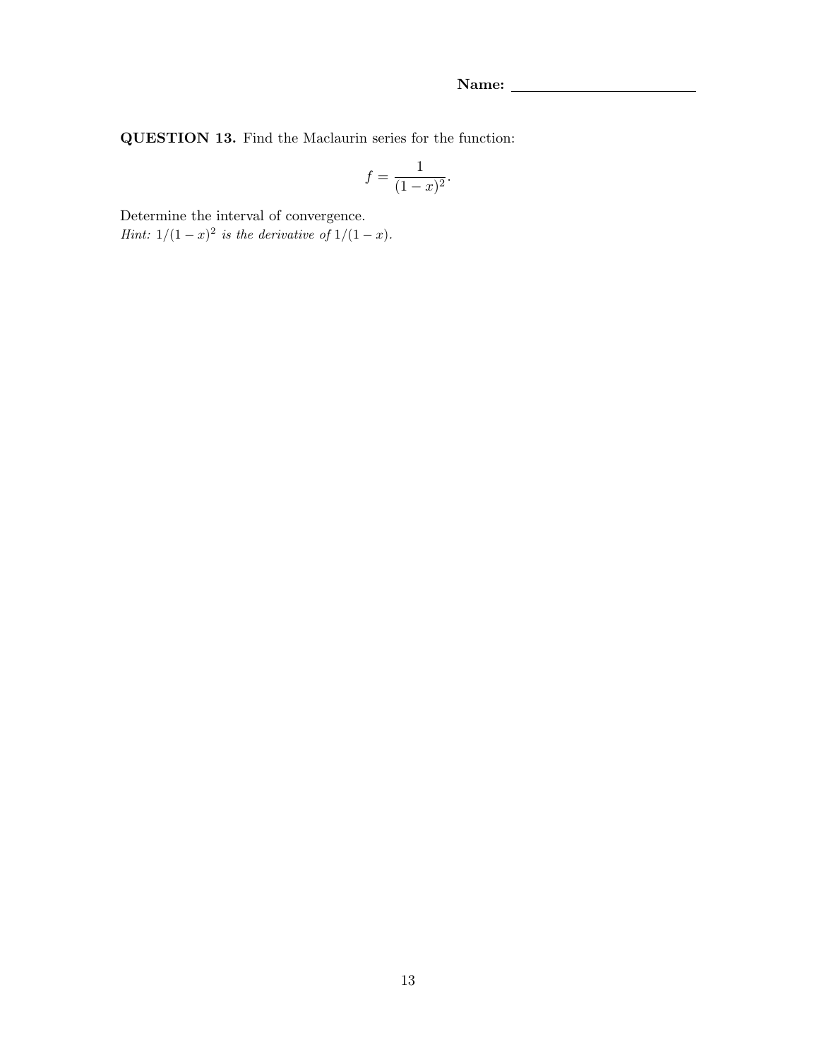**Name:** ______________________

**QUESTION 13.** Find the Maclaurin series for the function:

$$f = \frac{1}{(1-x)^2}.$$

Determine the interval of convergence.
*Hint: $1/(1-x)^2$ is the derivative of $1/(1-x)$.*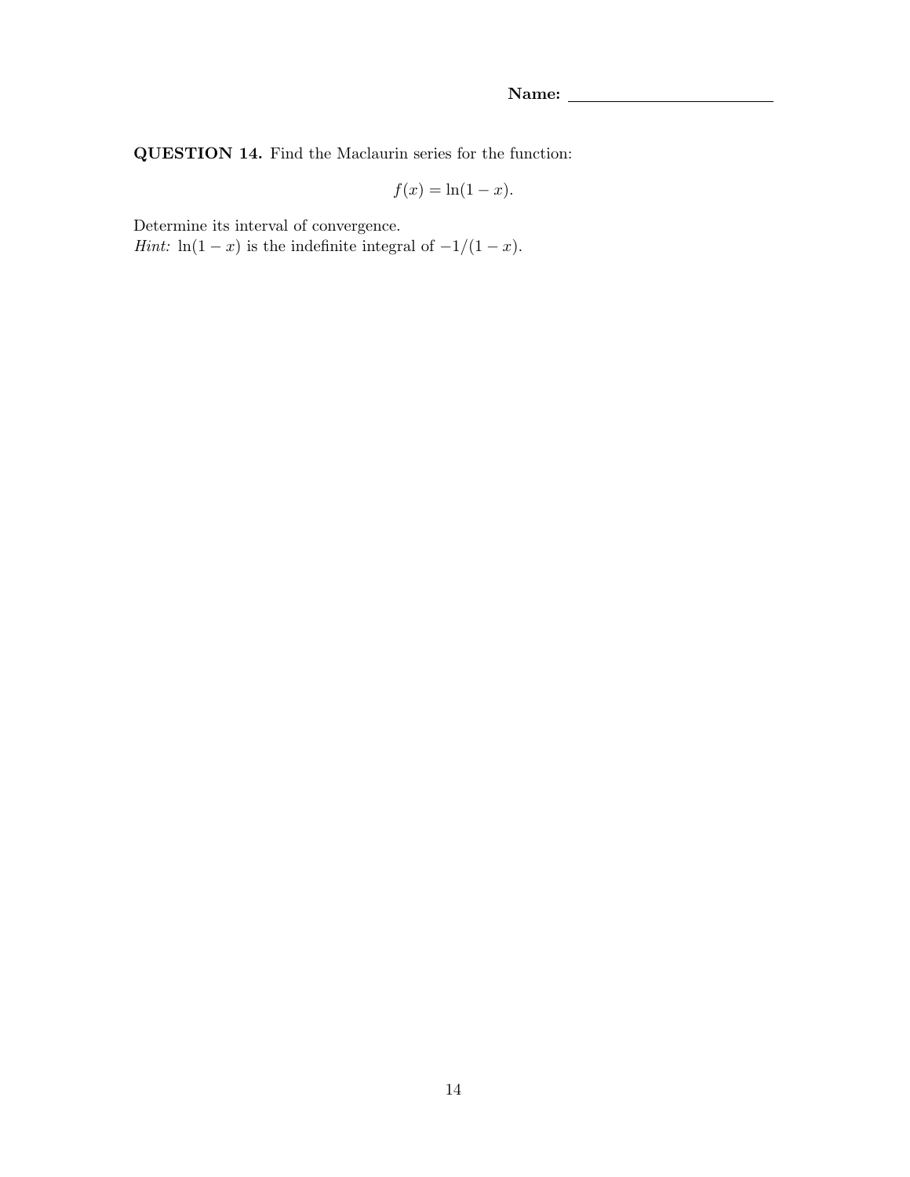**Name:** ________________________

**QUESTION 14.** Find the Maclaurin series for the function:

$$f(x) = \ln(1 - x).$$

Determine its interval of convergence.
*Hint:* $\ln(1 - x)$ is the indefinite integral of $-1/(1 - x)$.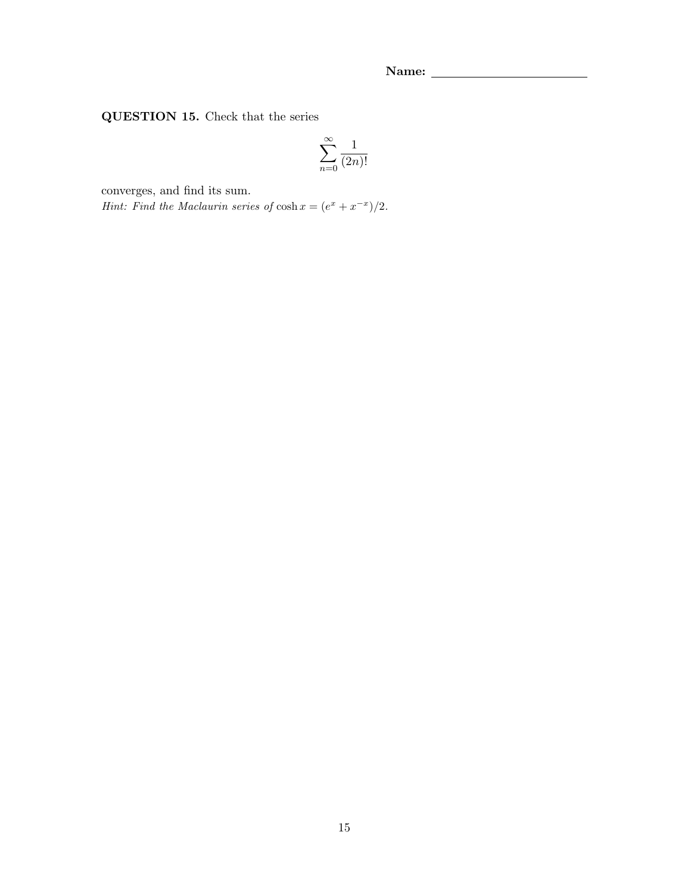**Name:** ____________________

**QUESTION 15.** Check that the series

$$\sum_{n=0}^{\infty} \frac{1}{(2n)!}$$

converges, and find its sum.

*Hint: Find the Maclaurin series of* $\cosh x = (e^x + x^{-x})/2$.